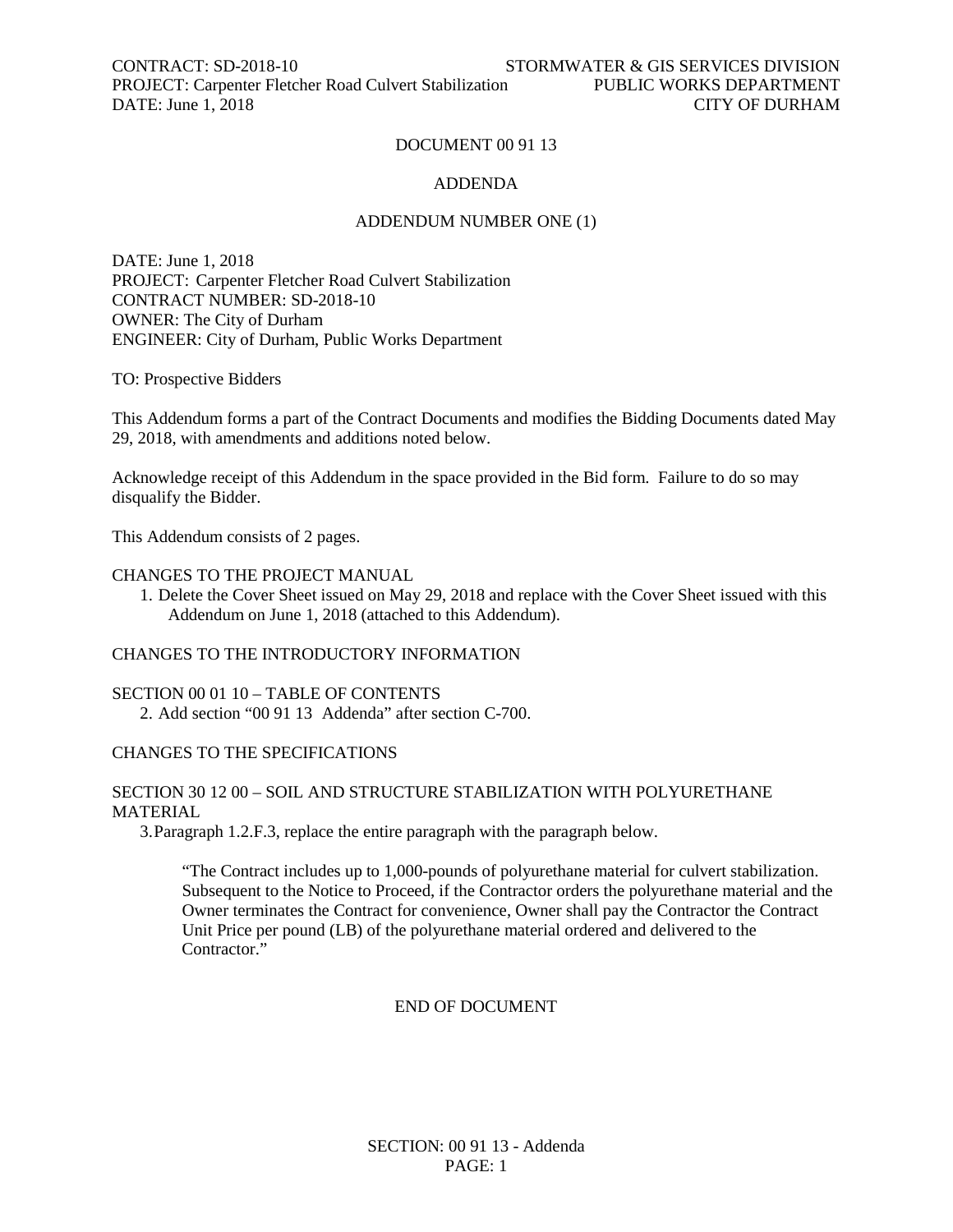# DOCUMENT 00 91 13

## ADDENDA

## ADDENDUM NUMBER ONE (1)

DATE: June 1, 2018
PROJECT: Carpenter Fletcher Road Culvert Stabilization
CONTRACT NUMBER: SD-2018-10
OWNER: The City of Durham
ENGINEER: City of Durham, Public Works Department

TO: Prospective Bidders

This Addendum forms a part of the Contract Documents and modifies the Bidding Documents dated May 29, 2018, with amendments and additions noted below.

Acknowledge receipt of this Addendum in the space provided in the Bid form. Failure to do so may disqualify the Bidder.

This Addendum consists of 2 pages.

### CHANGES TO THE PROJECT MANUAL

1. Delete the Cover Sheet issued on May 29, 2018 and replace with the Cover Sheet issued with this Addendum on June 1, 2018 (attached to this Addendum).

### CHANGES TO THE INTRODUCTORY INFORMATION

### SECTION 00 01 10 – TABLE OF CONTENTS

2. Add section "00 91 13 Addenda" after section C-700.

### CHANGES TO THE SPECIFICATIONS

### SECTION 30 12 00 – SOIL AND STRUCTURE STABILIZATION WITH POLYURETHANE MATERIAL

3. Paragraph 1.2.F.3, replace the entire paragraph with the paragraph below.

   "The Contract includes up to 1,000-pounds of polyurethane material for culvert stabilization. Subsequent to the Notice to Proceed, if the Contractor orders the polyurethane material and the Owner terminates the Contract for convenience, Owner shall pay the Contractor the Contract Unit Price per pound (LB) of the polyurethane material ordered and delivered to the Contractor."

END OF DOCUMENT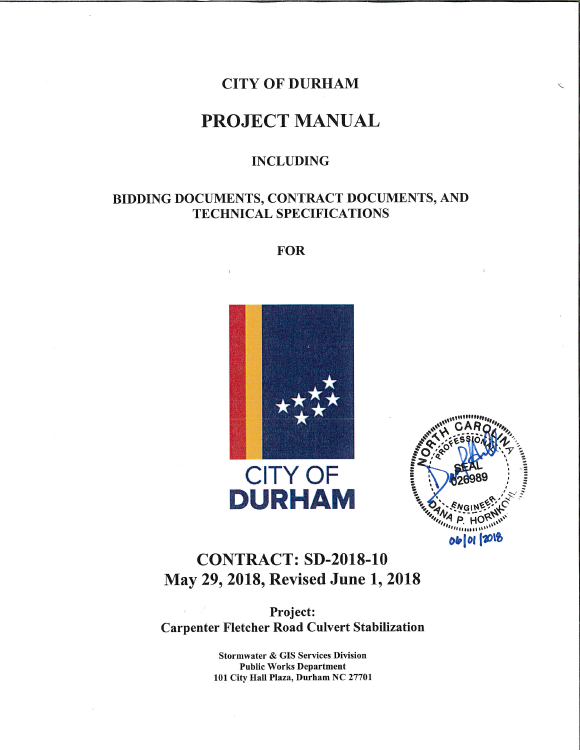# CITY OF DURHAM

# PROJECT MANUAL

## INCLUDING

## BIDDING DOCUMENTS, CONTRACT DOCUMENTS, AND TECHNICAL SPECIFICATIONS

## FOR

CITY OF DURHAM

NORTH CAROLINA PROFESSIONAL SEAL 026989 ENGINEER DANA P. HORNKOHL

06/01/2018

## CONTRACT: SD-2018-10
## May 29, 2018, Revised June 1, 2018

**Project:**
**Carpenter Fletcher Road Culvert Stabilization**

**Stormwater & GIS Services Division**
**Public Works Department**
**101 City Hall Plaza, Durham NC 27701**